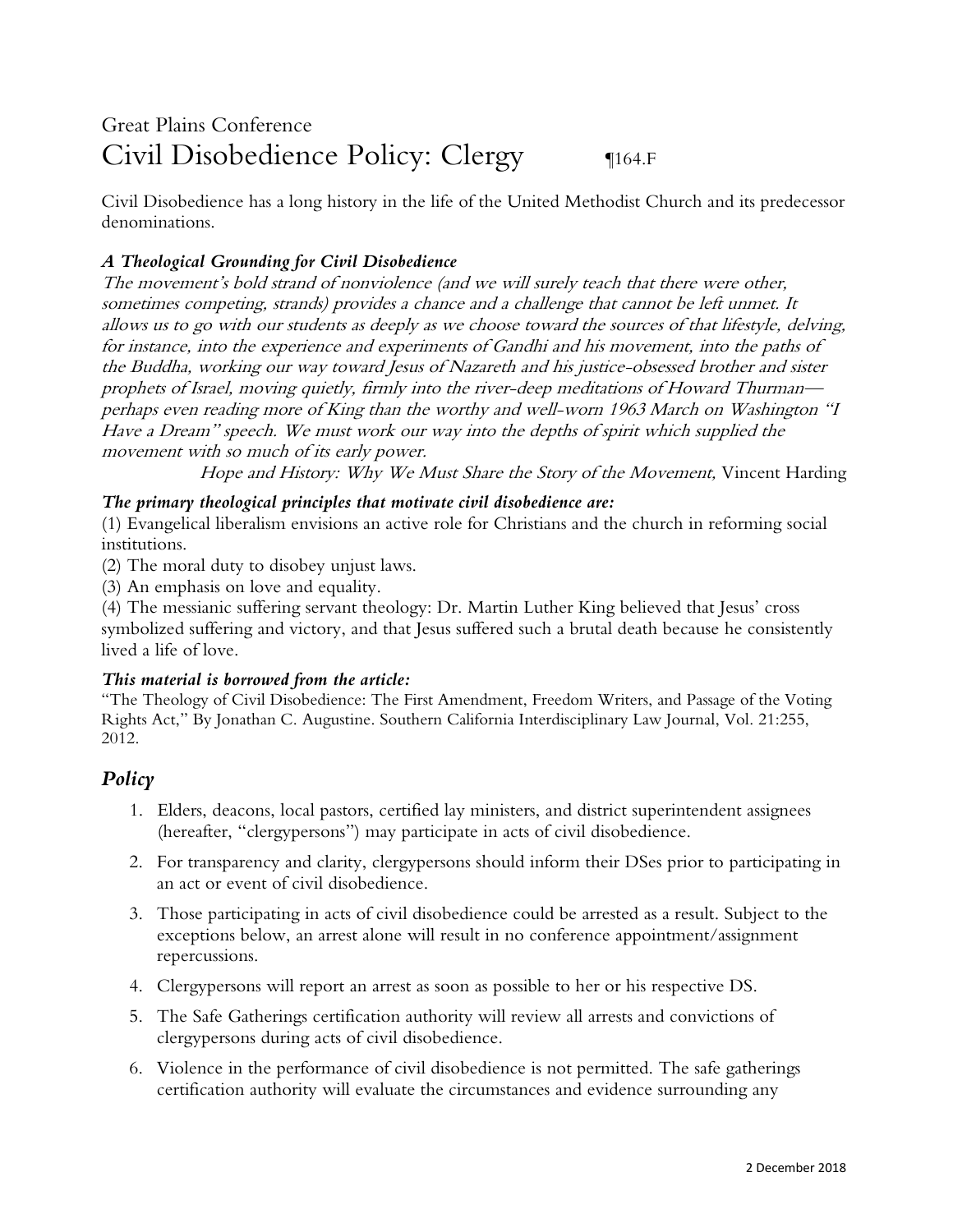Great Plains Conference

# Civil Disobedience Policy: Clergy ¶164.F

Civil Disobedience has a long history in the life of the United Methodist Church and its predecessor denominations.

### *A Theological Grounding for Civil Disobedience*

*The movement's bold strand of nonviolence (and we will surely teach that there were other, sometimes competing, strands) provides a chance and a challenge that cannot be left unmet. It allows us to go with our students as deeply as we choose toward the sources of that lifestyle, delving, for instance, into the experience and experiments of Gandhi and his movement, into the paths of the Buddha, working our way toward Jesus of Nazareth and his justice-obsessed brother and sister prophets of Israel, moving quietly, firmly into the river-deep meditations of Howard Thurman—perhaps even reading more of King than the worthy and well-worn 1963 March on Washington "I Have a Dream" speech. We must work our way into the depths of spirit which supplied the movement with so much of its early power.*

*Hope and History: Why We Must Share the Story of the Movement,* Vincent Harding

### *The primary theological principles that motivate civil disobedience are:*

(1) Evangelical liberalism envisions an active role for Christians and the church in reforming social institutions.
(2) The moral duty to disobey unjust laws.
(3) An emphasis on love and equality.
(4) The messianic suffering servant theology: Dr. Martin Luther King believed that Jesus' cross symbolized suffering and victory, and that Jesus suffered such a brutal death because he consistently lived a life of love.

### *This material is borrowed from the article:*

"The Theology of Civil Disobedience: The First Amendment, Freedom Writers, and Passage of the Voting Rights Act," By Jonathan C. Augustine. Southern California Interdisciplinary Law Journal, Vol. 21:255, 2012.

## *Policy*

1. Elders, deacons, local pastors, certified lay ministers, and district superintendent assignees (hereafter, "clergypersons") may participate in acts of civil disobedience.
2. For transparency and clarity, clergypersons should inform their DSes prior to participating in an act or event of civil disobedience.
3. Those participating in acts of civil disobedience could be arrested as a result. Subject to the exceptions below, an arrest alone will result in no conference appointment/assignment repercussions.
4. Clergypersons will report an arrest as soon as possible to her or his respective DS.
5. The Safe Gatherings certification authority will review all arrests and convictions of clergypersons during acts of civil disobedience.
6. Violence in the performance of civil disobedience is not permitted. The safe gatherings certification authority will evaluate the circumstances and evidence surrounding any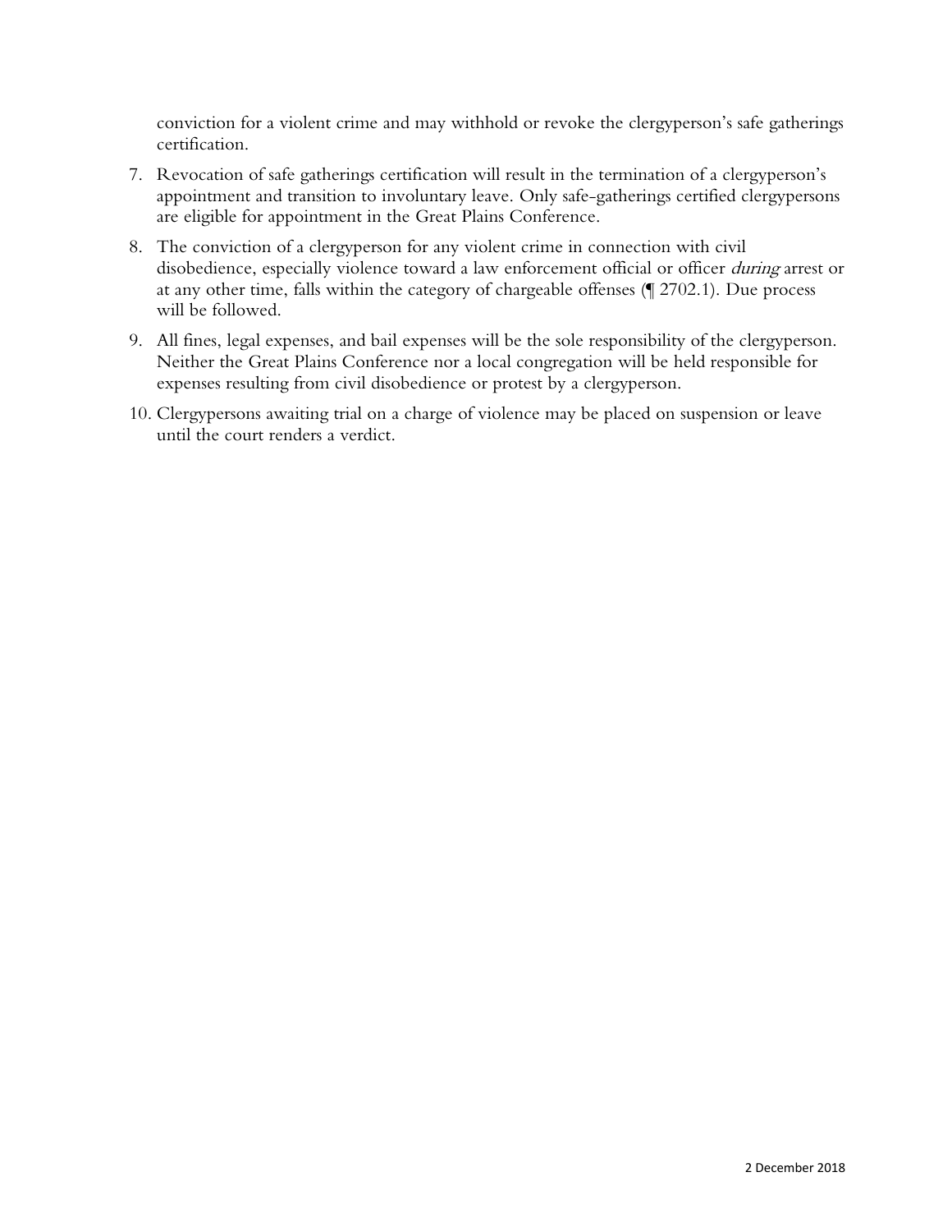conviction for a violent crime and may withhold or revoke the clergyperson's safe gatherings certification.

7. Revocation of safe gatherings certification will result in the termination of a clergyperson's appointment and transition to involuntary leave. Only safe-gatherings certified clergypersons are eligible for appointment in the Great Plains Conference.
8. The conviction of a clergyperson for any violent crime in connection with civil disobedience, especially violence toward a law enforcement official or officer *during* arrest or at any other time, falls within the category of chargeable offenses (¶ 2702.1). Due process will be followed.
9. All fines, legal expenses, and bail expenses will be the sole responsibility of the clergyperson. Neither the Great Plains Conference nor a local congregation will be held responsible for expenses resulting from civil disobedience or protest by a clergyperson.
10. Clergypersons awaiting trial on a charge of violence may be placed on suspension or leave until the court renders a verdict.

2 December 2018